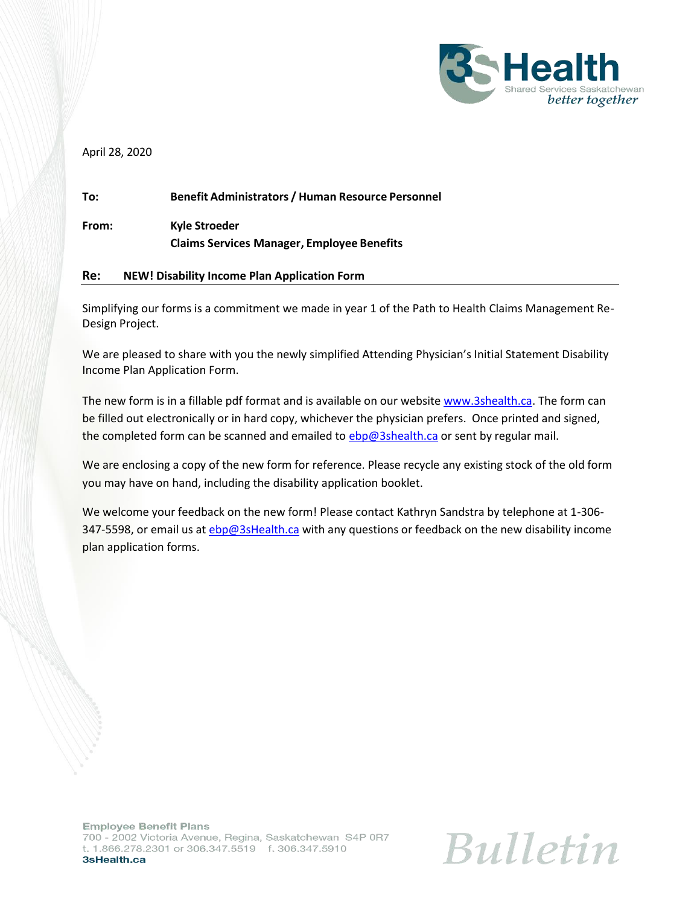April 28, 2020

**To:** **Benefit Administrators / Human Resource Personnel**

**From:** **Kyle Stroeder**
**Claims Services Manager, Employee Benefits**

**Re: NEW! Disability Income Plan Application Form**

Simplifying our forms is a commitment we made in year 1 of the Path to Health Claims Management Re-Design Project.

We are pleased to share with you the newly simplified Attending Physician's Initial Statement Disability Income Plan Application Form.

The new form is in a fillable pdf format and is available on our website www.3shealth.ca. The form can be filled out electronically or in hard copy, whichever the physician prefers. Once printed and signed, the completed form can be scanned and emailed to ebp@3shealth.ca or sent by regular mail.

We are enclosing a copy of the new form for reference. Please recycle any existing stock of the old form you may have on hand, including the disability application booklet.

We welcome your feedback on the new form! Please contact Kathryn Sandstra by telephone at 1-306-347-5598, or email us at ebp@3sHealth.ca with any questions or feedback on the new disability income plan application forms.

**Employee Benefit Plans**
700 - 2002 Victoria Avenue, Regina, Saskatchewan S4P 0R7
t. 1.866.278.2301 or 306.347.5519 f. 306.347.5910
**3sHealth.ca**

*Bulletin*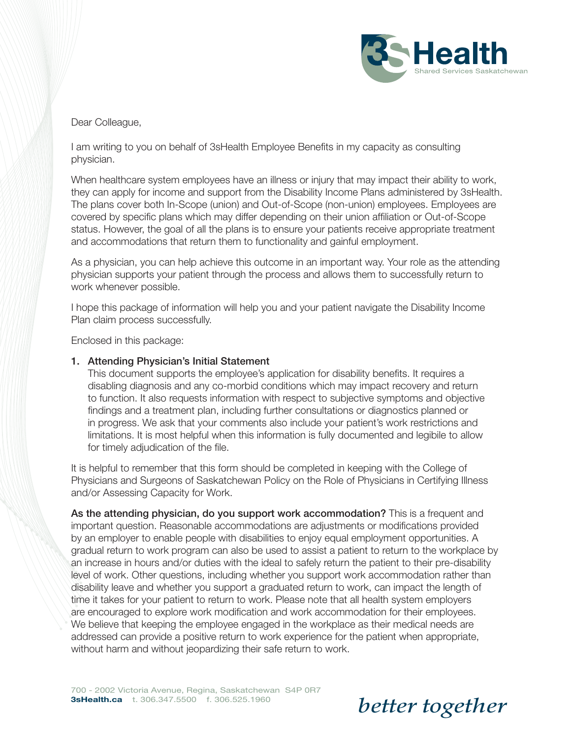Dear Colleague,

I am writing to you on behalf of 3sHealth Employee Benefits in my capacity as consulting physician.

When healthcare system employees have an illness or injury that may impact their ability to work, they can apply for income and support from the Disability Income Plans administered by 3sHealth. The plans cover both In-Scope (union) and Out-of-Scope (non-union) employees. Employees are covered by specific plans which may differ depending on their union affiliation or Out-of-Scope status. However, the goal of all the plans is to ensure your patients receive appropriate treatment and accommodations that return them to functionality and gainful employment.

As a physician, you can help achieve this outcome in an important way. Your role as the attending physician supports your patient through the process and allows them to successfully return to work whenever possible.

I hope this package of information will help you and your patient navigate the Disability Income Plan claim process successfully.

Enclosed in this package:

1. **Attending Physician's Initial Statement**
   This document supports the employee's application for disability benefits. It requires a disabling diagnosis and any co-morbid conditions which may impact recovery and return to function. It also requests information with respect to subjective symptoms and objective findings and a treatment plan, including further consultations or diagnostics planned or in progress. We ask that your comments also include your patient's work restrictions and limitations. It is most helpful when this information is fully documented and legibile to allow for timely adjudication of the file.

It is helpful to remember that this form should be completed in keeping with the College of Physicians and Surgeons of Saskatchewan Policy on the Role of Physicians in Certifying Illness and/or Assessing Capacity for Work.

**As the attending physician, do you support work accommodation?** This is a frequent and important question. Reasonable accommodations are adjustments or modifications provided by an employer to enable people with disabilities to enjoy equal employment opportunities. A gradual return to work program can also be used to assist a patient to return to the workplace by an increase in hours and/or duties with the ideal to safely return the patient to their pre-disability level of work. Other questions, including whether you support work accommodation rather than disability leave and whether you support a graduated return to work, can impact the length of time it takes for your patient to return to work. Please note that all health system employers are encouraged to explore work modification and work accommodation for their employees. We believe that keeping the employee engaged in the workplace as their medical needs are addressed can provide a positive return to work experience for the patient when appropriate, without harm and without jeopardizing their safe return to work.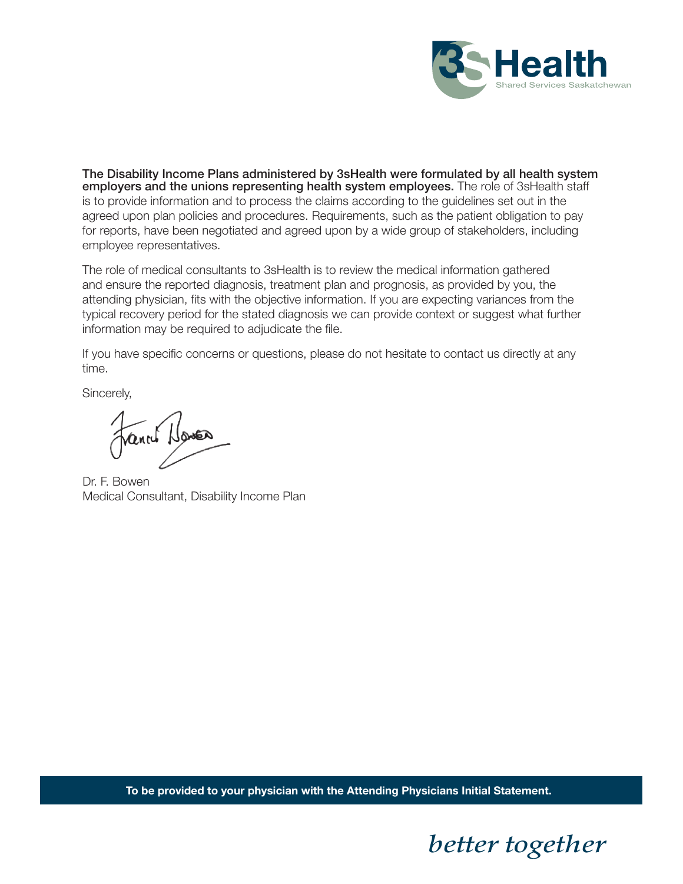**The Disability Income Plans administered by 3sHealth were formulated by all health system employers and the unions representing health system employees.** The role of 3sHealth staff is to provide information and to process the claims according to the guidelines set out in the agreed upon plan policies and procedures. Requirements, such as the patient obligation to pay for reports, have been negotiated and agreed upon by a wide group of stakeholders, including employee representatives.

The role of medical consultants to 3sHealth is to review the medical information gathered and ensure the reported diagnosis, treatment plan and prognosis, as provided by you, the attending physician, fits with the objective information. If you are expecting variances from the typical recovery period for the stated diagnosis we can provide context or suggest what further information may be required to adjudicate the file.

If you have specific concerns or questions, please do not hesitate to contact us directly at any time.

Sincerely,

Dr. F. Bowen
Medical Consultant, Disability Income Plan

**To be provided to your physician with the Attending Physicians Initial Statement.**

*better together*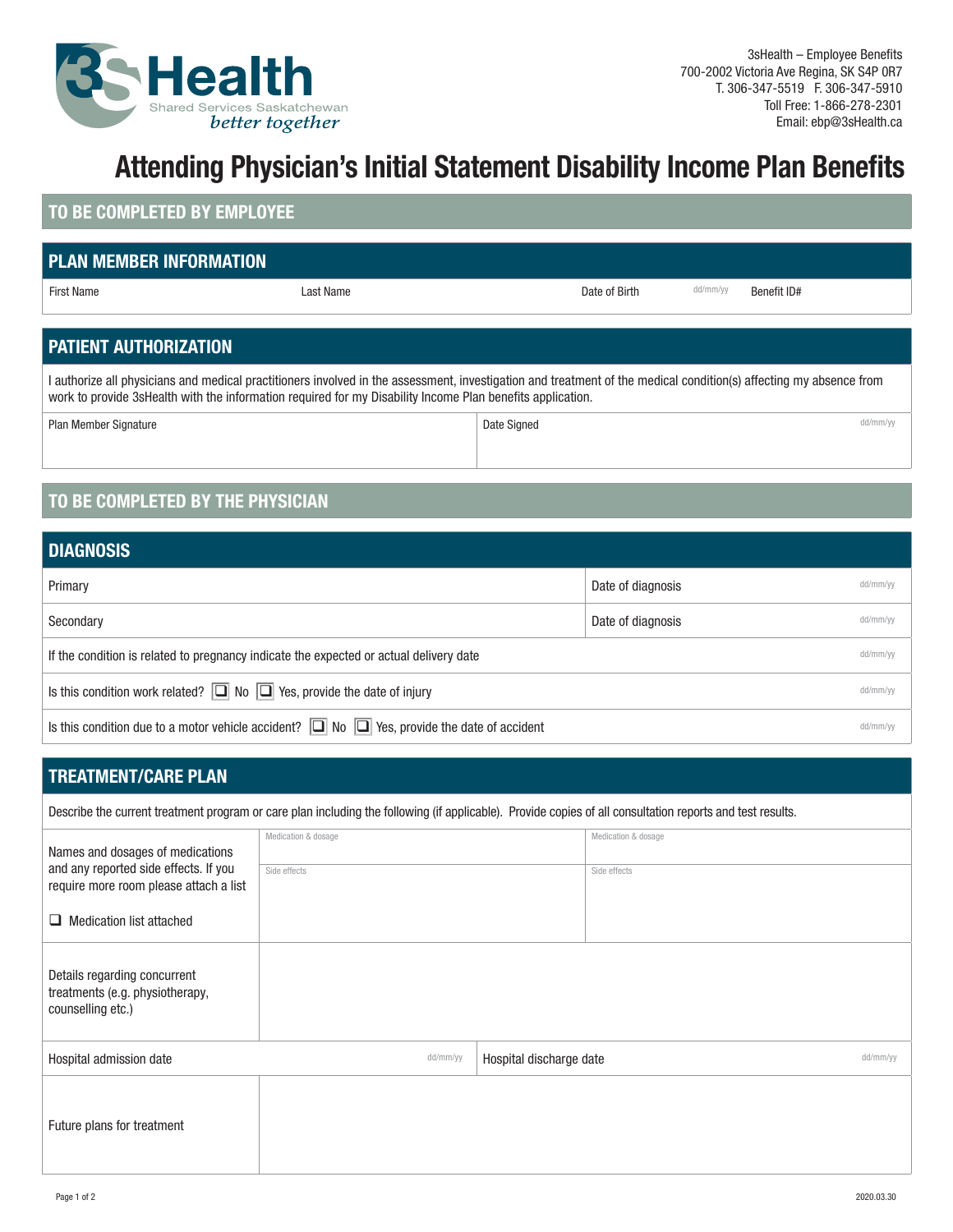3sHealth – Employee Benefits
700-2002 Victoria Ave Regina, SK S4P 0R7
T. 306-347-5519 F. 306-347-5910
Toll Free: 1-866-278-2301
Email: ebp@3sHealth.ca

# Attending Physician's Initial Statement Disability Income Plan Benefits

## TO BE COMPLETED BY EMPLOYEE

### PLAN MEMBER INFORMATION

| First Name | Last Name | Date of Birth (dd/mm/yy) | Benefit ID# |
|---|---|---|---|
| | | | |

### PATIENT AUTHORIZATION

I authorize all physicians and medical practitioners involved in the assessment, investigation and treatment of the medical condition(s) affecting my absence from work to provide 3sHealth with the information required for my Disability Income Plan benefits application.

| Plan Member Signature | Date Signed (dd/mm/yy) |
|---|---|
| | |

## TO BE COMPLETED BY THE PHYSICIAN

### DIAGNOSIS

| | |
|---|---|
| Primary | Date of diagnosis (dd/mm/yy) |
| Secondary | Date of diagnosis (dd/mm/yy) |

If the condition is related to pregnancy indicate the expected or actual delivery date (dd/mm/yy)

Is this condition work related? ❑ No ❑ Yes, provide the date of injury (dd/mm/yy)

Is this condition due to a motor vehicle accident? ❑ No ❑ Yes, provide the date of accident (dd/mm/yy)

### TREATMENT/CARE PLAN

Describe the current treatment program or care plan including the following (if applicable). Provide copies of all consultation reports and test results.

| | | |
|---|---|---|
| Names and dosages of medications and any reported side effects. If you require more room please attach a list<br><br>❑ Medication list attached | Medication & dosage<br><br>Side effects | Medication & dosage<br><br>Side effects |
| Details regarding concurrent treatments (e.g. physiotherapy, counselling etc.) | | |

| Hospital admission date (dd/mm/yy) | Hospital discharge date (dd/mm/yy) |
|---|---|
| | |

| | |
|---|---|
| Future plans for treatment | |

2020.03.30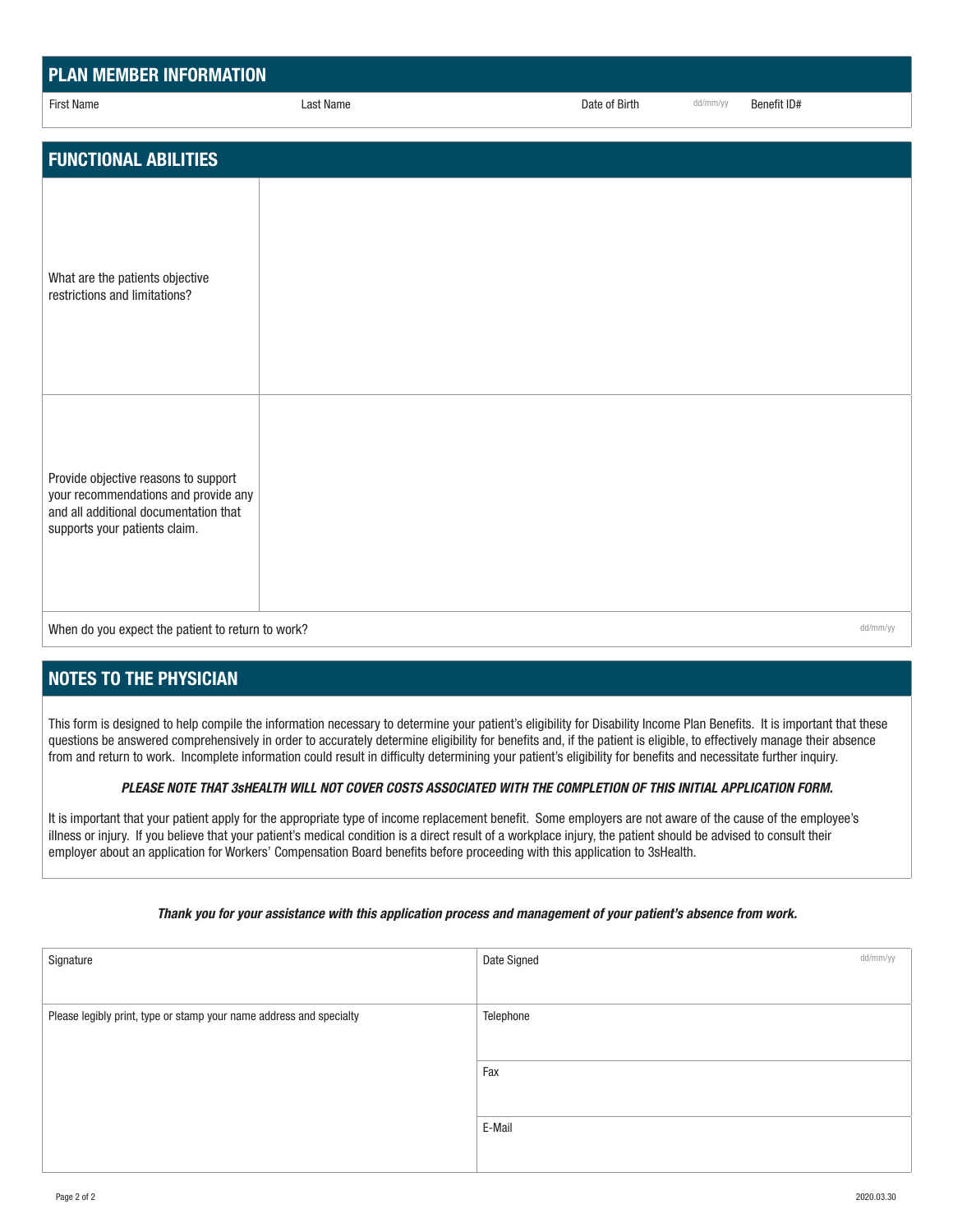## PLAN MEMBER INFORMATION

| First Name | Last Name | Date of Birth dd/mm/yy | Benefit ID# |
|---|---|---|---|
| | | | |

## FUNCTIONAL ABILITIES

| | |
|---|---|
| What are the patients objective restrictions and limitations? | |
| Provide objective reasons to support your recommendations and provide any and all additional documentation that supports your patients claim. | |

When do you expect the patient to return to work? dd/mm/yy

## NOTES TO THE PHYSICIAN

This form is designed to help compile the information necessary to determine your patient's eligibility for Disability Income Plan Benefits. It is important that these questions be answered comprehensively in order to accurately determine eligibility for benefits and, if the patient is eligible, to effectively manage their absence from and return to work. Incomplete information could result in difficulty determining your patient's eligibility for benefits and necessitate further inquiry.

***PLEASE NOTE THAT 3sHEALTH WILL NOT COVER COSTS ASSOCIATED WITH THE COMPLETION OF THIS INITIAL APPLICATION FORM.***

It is important that your patient apply for the appropriate type of income replacement benefit. Some employers are not aware of the cause of the employee's illness or injury. If you believe that your patient's medical condition is a direct result of a workplace injury, the patient should be advised to consult their employer about an application for Workers' Compensation Board benefits before proceeding with this application to 3sHealth.

***Thank you for your assistance with this application process and management of your patient's absence from work.***

| Signature | Date Signed dd/mm/yy |
|---|---|
| Please legibly print, type or stamp your name address and specialty | Telephone |
| | Fax |
| | E-Mail |

2020.03.30